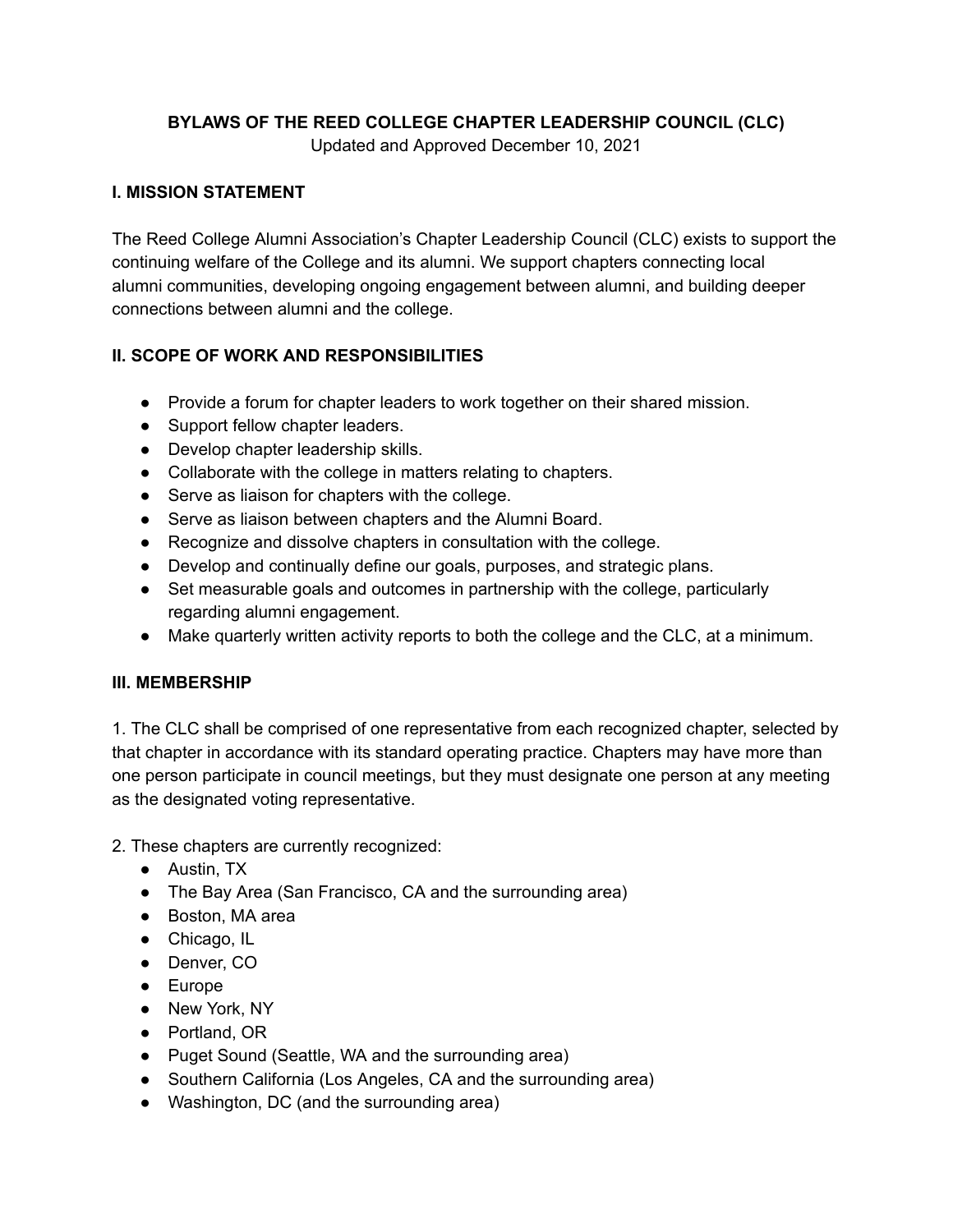# BYLAWS OF THE REED COLLEGE CHAPTER LEADERSHIP COUNCIL (CLC)

Updated and Approved December 10, 2021

## I. MISSION STATEMENT

The Reed College Alumni Association's Chapter Leadership Council (CLC) exists to support the continuing welfare of the College and its alumni. We support chapters connecting local alumni communities, developing ongoing engagement between alumni, and building deeper connections between alumni and the college.

## II. SCOPE OF WORK AND RESPONSIBILITIES

- Provide a forum for chapter leaders to work together on their shared mission.
- Support fellow chapter leaders.
- Develop chapter leadership skills.
- Collaborate with the college in matters relating to chapters.
- Serve as liaison for chapters with the college.
- Serve as liaison between chapters and the Alumni Board.
- Recognize and dissolve chapters in consultation with the college.
- Develop and continually define our goals, purposes, and strategic plans.
- Set measurable goals and outcomes in partnership with the college, particularly regarding alumni engagement.
- Make quarterly written activity reports to both the college and the CLC, at a minimum.

## III. MEMBERSHIP

1. The CLC shall be comprised of one representative from each recognized chapter, selected by that chapter in accordance with its standard operating practice. Chapters may have more than one person participate in council meetings, but they must designate one person at any meeting as the designated voting representative.

2. These chapters are currently recognized:
   - Austin, TX
   - The Bay Area (San Francisco, CA and the surrounding area)
   - Boston, MA area
   - Chicago, IL
   - Denver, CO
   - Europe
   - New York, NY
   - Portland, OR
   - Puget Sound (Seattle, WA and the surrounding area)
   - Southern California (Los Angeles, CA and the surrounding area)
   - Washington, DC (and the surrounding area)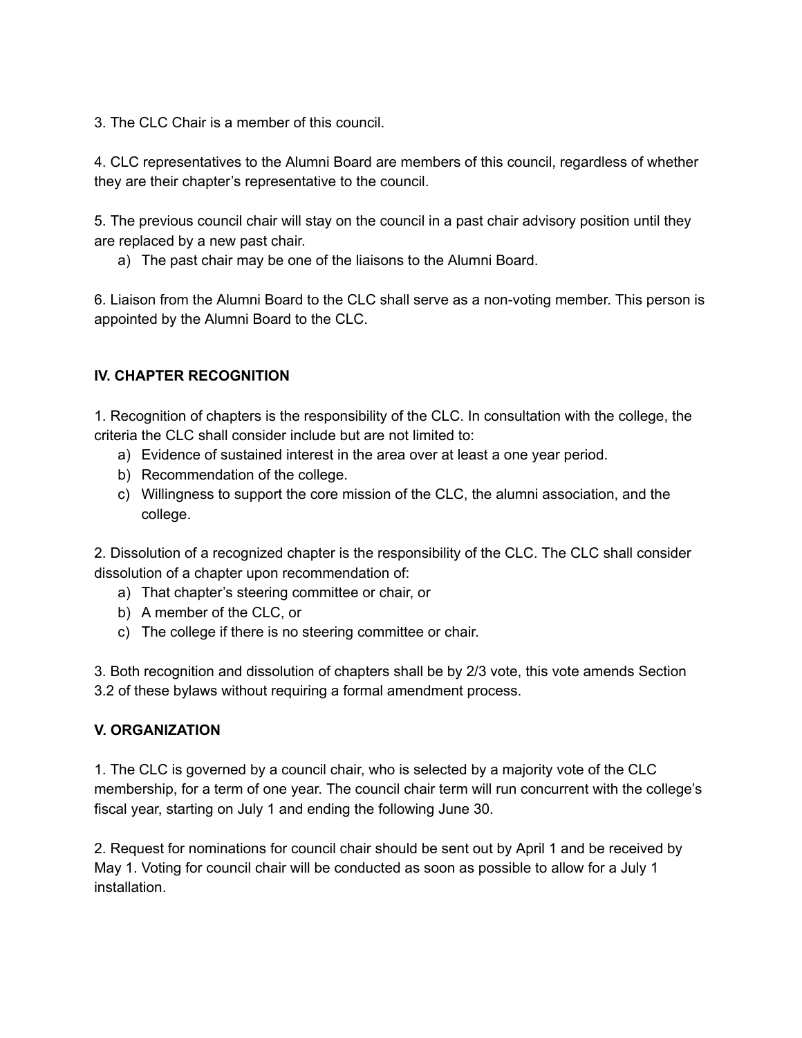3. The CLC Chair is a member of this council.

4. CLC representatives to the Alumni Board are members of this council, regardless of whether they are their chapter's representative to the council.

5. The previous council chair will stay on the council in a past chair advisory position until they are replaced by a new past chair.

   a) The past chair may be one of the liaisons to the Alumni Board.

6. Liaison from the Alumni Board to the CLC shall serve as a non-voting member. This person is appointed by the Alumni Board to the CLC.

## IV. CHAPTER RECOGNITION

1. Recognition of chapters is the responsibility of the CLC. In consultation with the college, the criteria the CLC shall consider include but are not limited to:

   a) Evidence of sustained interest in the area over at least a one year period.
   b) Recommendation of the college.
   c) Willingness to support the core mission of the CLC, the alumni association, and the college.

2. Dissolution of a recognized chapter is the responsibility of the CLC. The CLC shall consider dissolution of a chapter upon recommendation of:

   a) That chapter's steering committee or chair, or
   b) A member of the CLC, or
   c) The college if there is no steering committee or chair.

3. Both recognition and dissolution of chapters shall be by 2/3 vote, this vote amends Section 3.2 of these bylaws without requiring a formal amendment process.

## V. ORGANIZATION

1. The CLC is governed by a council chair, who is selected by a majority vote of the CLC membership, for a term of one year. The council chair term will run concurrent with the college's fiscal year, starting on July 1 and ending the following June 30.

2. Request for nominations for council chair should be sent out by April 1 and be received by May 1. Voting for council chair will be conducted as soon as possible to allow for a July 1 installation.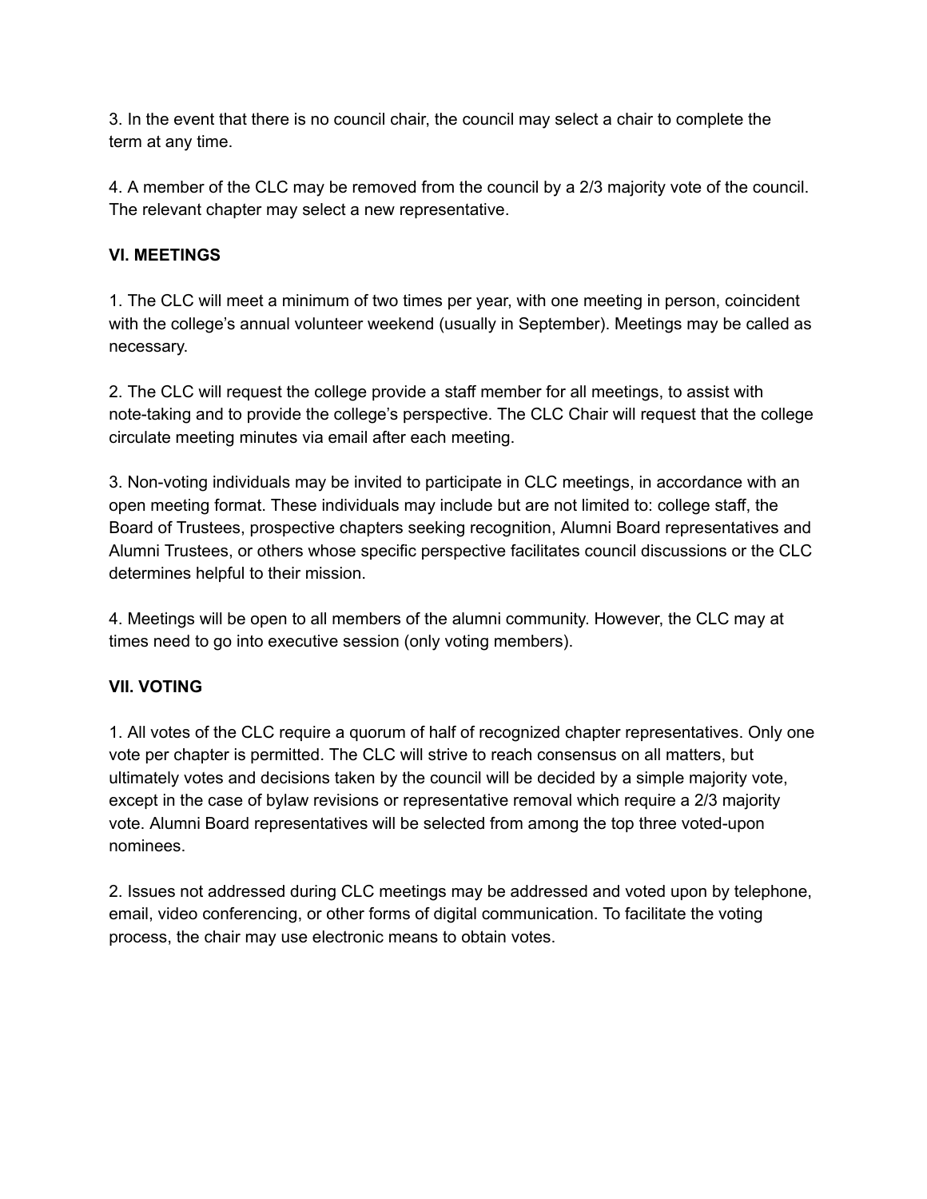3. In the event that there is no council chair, the council may select a chair to complete the term at any time.

4. A member of the CLC may be removed from the council by a 2/3 majority vote of the council. The relevant chapter may select a new representative.

### VI. MEETINGS

1. The CLC will meet a minimum of two times per year, with one meeting in person, coincident with the college's annual volunteer weekend (usually in September). Meetings may be called as necessary.

2. The CLC will request the college provide a staff member for all meetings, to assist with note-taking and to provide the college's perspective. The CLC Chair will request that the college circulate meeting minutes via email after each meeting.

3. Non-voting individuals may be invited to participate in CLC meetings, in accordance with an open meeting format. These individuals may include but are not limited to: college staff, the Board of Trustees, prospective chapters seeking recognition, Alumni Board representatives and Alumni Trustees, or others whose specific perspective facilitates council discussions or the CLC determines helpful to their mission.

4. Meetings will be open to all members of the alumni community. However, the CLC may at times need to go into executive session (only voting members).

### VII. VOTING

1. All votes of the CLC require a quorum of half of recognized chapter representatives. Only one vote per chapter is permitted. The CLC will strive to reach consensus on all matters, but ultimately votes and decisions taken by the council will be decided by a simple majority vote, except in the case of bylaw revisions or representative removal which require a 2/3 majority vote. Alumni Board representatives will be selected from among the top three voted-upon nominees.

2. Issues not addressed during CLC meetings may be addressed and voted upon by telephone, email, video conferencing, or other forms of digital communication. To facilitate the voting process, the chair may use electronic means to obtain votes.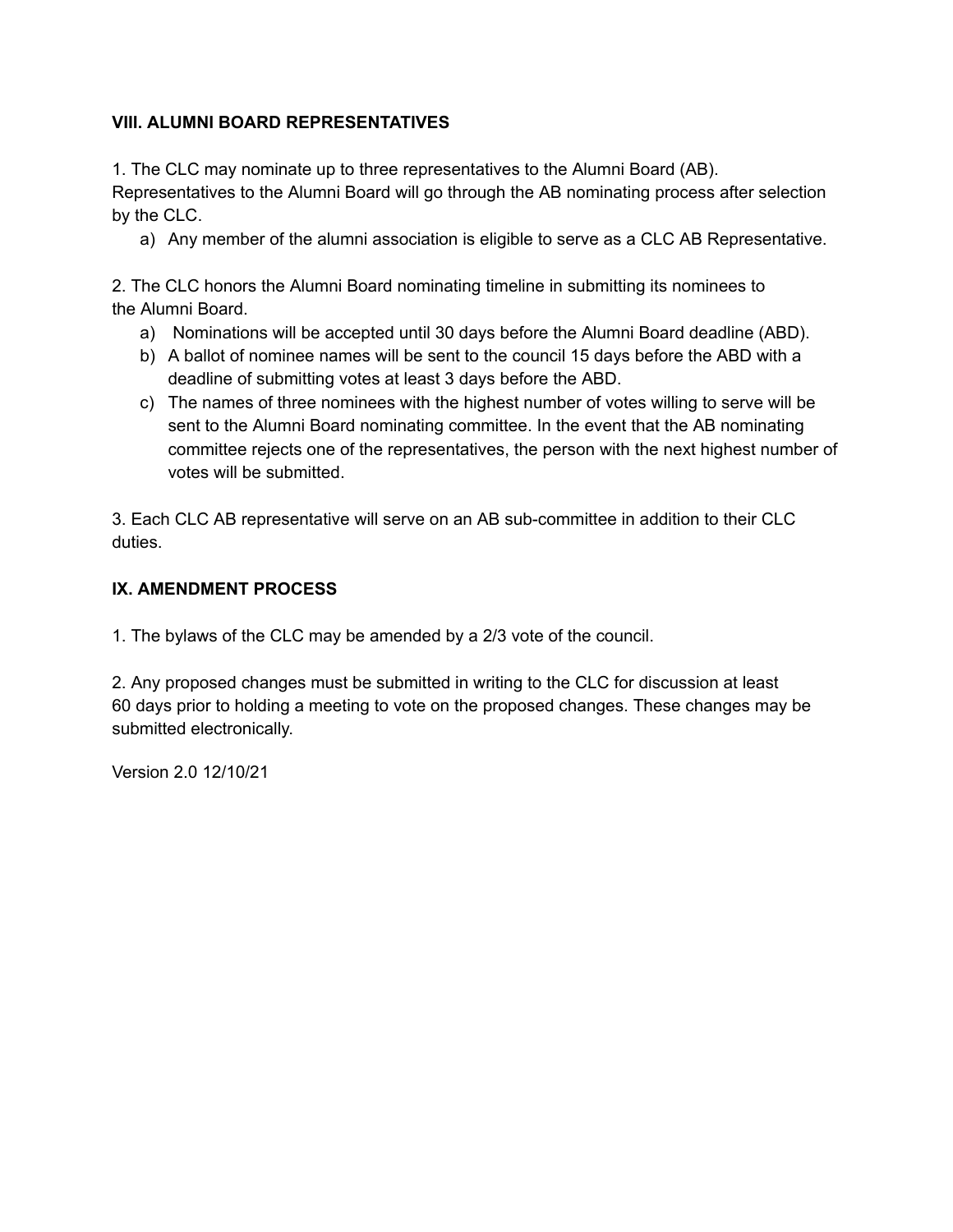**VIII. ALUMNI BOARD REPRESENTATIVES**

1. The CLC may nominate up to three representatives to the Alumni Board (AB). Representatives to the Alumni Board will go through the AB nominating process after selection by the CLC.
    a) Any member of the alumni association is eligible to serve as a CLC AB Representative.

2. The CLC honors the Alumni Board nominating timeline in submitting its nominees to the Alumni Board.
    a) Nominations will be accepted until 30 days before the Alumni Board deadline (ABD).
    b) A ballot of nominee names will be sent to the council 15 days before the ABD with a deadline of submitting votes at least 3 days before the ABD.
    c) The names of three nominees with the highest number of votes willing to serve will be sent to the Alumni Board nominating committee. In the event that the AB nominating committee rejects one of the representatives, the person with the next highest number of votes will be submitted.

3. Each CLC AB representative will serve on an AB sub-committee in addition to their CLC duties.

**IX. AMENDMENT PROCESS**

1. The bylaws of the CLC may be amended by a 2/3 vote of the council.

2. Any proposed changes must be submitted in writing to the CLC for discussion at least 60 days prior to holding a meeting to vote on the proposed changes. These changes may be submitted electronically.

Version 2.0 12/10/21